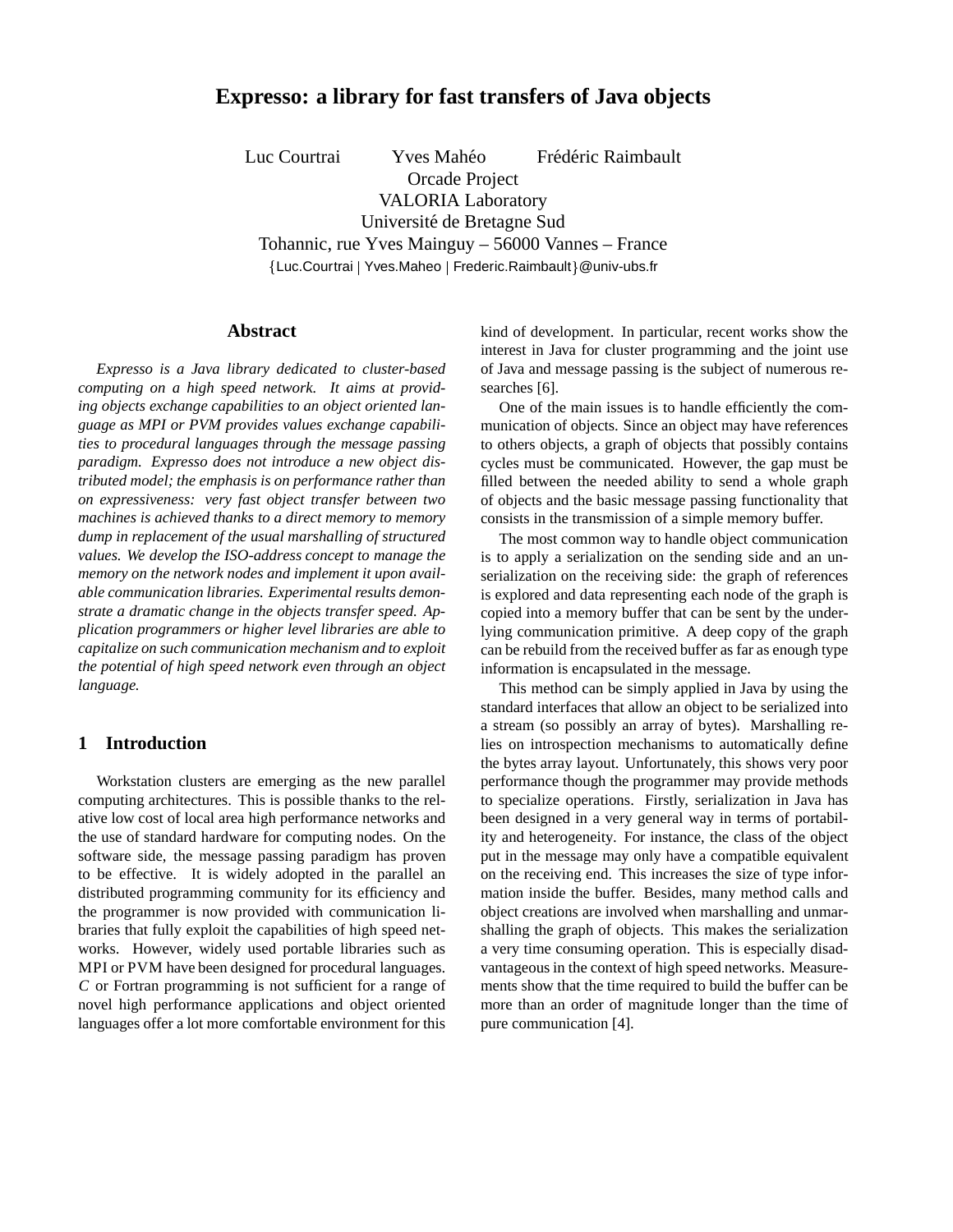# Expresso: a library for fast transfers of Java objects

Luc Courtrai    Yves Mahéo    Frédéric Raimbault
Orcade Project
VALORIA Laboratory
Université de Bretagne Sud
Tohannic, rue Yves Mainguy – 56000 Vannes – France
{Luc.Courtrai | Yves.Maheo | Frederic.Raimbault}@univ-ubs.fr

## Abstract

*Expresso is a Java library dedicated to cluster-based computing on a high speed network. It aims at providing objects exchange capabilities to an object oriented language as MPI or PVM provides values exchange capabilities to procedural languages through the message passing paradigm. Expresso does not introduce a new object distributed model; the emphasis is on performance rather than on expressiveness: very fast object transfer between two machines is achieved thanks to a direct memory to memory dump in replacement of the usual marshalling of structured values. We develop the ISO-address concept to manage the memory on the network nodes and implement it upon available communication libraries. Experimental results demonstrate a dramatic change in the objects transfer speed. Application programmers or higher level libraries are able to capitalize on such communication mechanism and to exploit the potential of high speed network even through an object language.*

## 1 Introduction

Workstation clusters are emerging as the new parallel computing architectures. This is possible thanks to the relative low cost of local area high performance networks and the use of standard hardware for computing nodes. On the software side, the message passing paradigm has proven to be effective. It is widely adopted in the parallel an distributed programming community for its efficiency and the programmer is now provided with communication libraries that fully exploit the capabilities of high speed networks. However, widely used portable libraries such as MPI or PVM have been designed for procedural languages. *C* or Fortran programming is not sufficient for a range of novel high performance applications and object oriented languages offer a lot more comfortable environment for this kind of development. In particular, recent works show the interest in Java for cluster programming and the joint use of Java and message passing is the subject of numerous researches [6].

One of the main issues is to handle efficiently the communication of objects. Since an object may have references to others objects, a graph of objects that possibly contains cycles must be communicated. However, the gap must be filled between the needed ability to send a whole graph of objects and the basic message passing functionality that consists in the transmission of a simple memory buffer.

The most common way to handle object communication is to apply a serialization on the sending side and an unserialization on the receiving side: the graph of references is explored and data representing each node of the graph is copied into a memory buffer that can be sent by the underlying communication primitive. A deep copy of the graph can be rebuild from the received buffer as far as enough type information is encapsulated in the message.

This method can be simply applied in Java by using the standard interfaces that allow an object to be serialized into a stream (so possibly an array of bytes). Marshalling relies on introspection mechanisms to automatically define the bytes array layout. Unfortunately, this shows very poor performance though the programmer may provide methods to specialize operations. Firstly, serialization in Java has been designed in a very general way in terms of portability and heterogeneity. For instance, the class of the object put in the message may only have a compatible equivalent on the receiving end. This increases the size of type information inside the buffer. Besides, many method calls and object creations are involved when marshalling and unmarshalling the graph of objects. This makes the serialization a very time consuming operation. This is especially disadvantageous in the context of high speed networks. Measurements show that the time required to build the buffer can be more than an order of magnitude longer than the time of pure communication [4].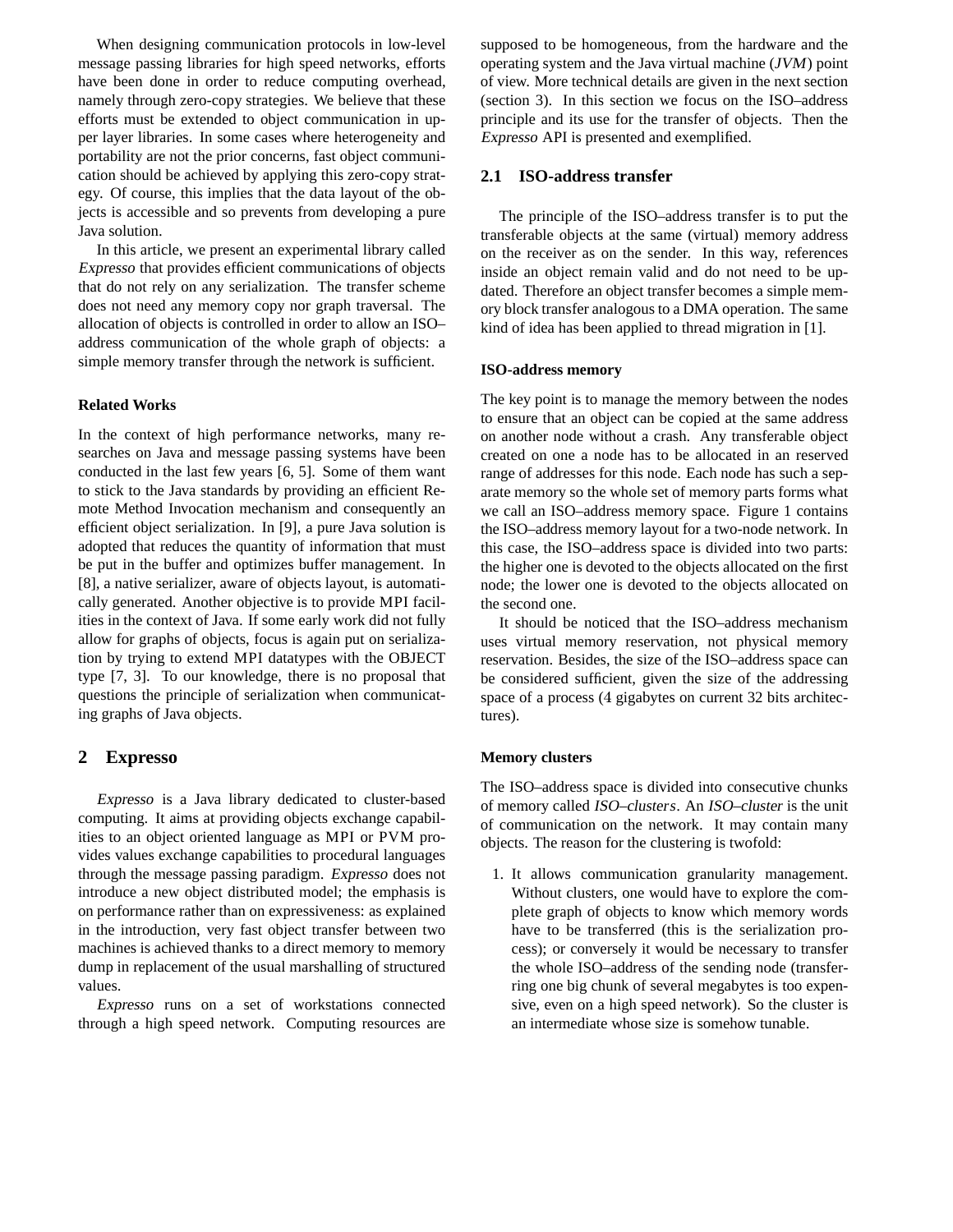When designing communication protocols in low-level message passing libraries for high speed networks, efforts have been done in order to reduce computing overhead, namely through zero-copy strategies. We believe that these efforts must be extended to object communication in upper layer libraries. In some cases where heterogeneity and portability are not the prior concerns, fast object communication should be achieved by applying this zero-copy strategy. Of course, this implies that the data layout of the objects is accessible and so prevents from developing a pure Java solution.

In this article, we present an experimental library called *Expresso* that provides efficient communications of objects that do not rely on any serialization. The transfer scheme does not need any memory copy nor graph traversal. The allocation of objects is controlled in order to allow an ISO–address communication of the whole graph of objects: a simple memory transfer through the network is sufficient.

#### Related Works

In the context of high performance networks, many researches on Java and message passing systems have been conducted in the last few years [6, 5]. Some of them want to stick to the Java standards by providing an efficient Remote Method Invocation mechanism and consequently an efficient object serialization. In [9], a pure Java solution is adopted that reduces the quantity of information that must be put in the buffer and optimizes buffer management. In [8], a native serializer, aware of objects layout, is automatically generated. Another objective is to provide MPI facilities in the context of Java. If some early work did not fully allow for graphs of objects, focus is again put on serialization by trying to extend MPI datatypes with the OBJECT type [7, 3]. To our knowledge, there is no proposal that questions the principle of serialization when communicating graphs of Java objects.

## 2 Expresso

*Expresso* is a Java library dedicated to cluster-based computing. It aims at providing objects exchange capabilities to an object oriented language as MPI or PVM provides values exchange capabilities to procedural languages through the message passing paradigm. *Expresso* does not introduce a new object distributed model; the emphasis is on performance rather than on expressiveness: as explained in the introduction, very fast object transfer between two machines is achieved thanks to a direct memory to memory dump in replacement of the usual marshalling of structured values.

*Expresso* runs on a set of workstations connected through a high speed network. Computing resources are supposed to be homogeneous, from the hardware and the operating system and the Java virtual machine (*JVM*) point of view. More technical details are given in the next section (section 3). In this section we focus on the ISO–address principle and its use for the transfer of objects. Then the *Expresso* API is presented and exemplified.

### 2.1 ISO-address transfer

The principle of the ISO–address transfer is to put the transferable objects at the same (virtual) memory address on the receiver as on the sender. In this way, references inside an object remain valid and do not need to be updated. Therefore an object transfer becomes a simple memory block transfer analogous to a DMA operation. The same kind of idea has been applied to thread migration in [1].

#### ISO-address memory

The key point is to manage the memory between the nodes to ensure that an object can be copied at the same address on another node without a crash. Any transferable object created on one a node has to be allocated in an reserved range of addresses for this node. Each node has such a separate memory so the whole set of memory parts forms what we call an ISO–address memory space. Figure 1 contains the ISO–address memory layout for a two-node network. In this case, the ISO–address space is divided into two parts: the higher one is devoted to the objects allocated on the first node; the lower one is devoted to the objects allocated on the second one.

It should be noticed that the ISO–address mechanism uses virtual memory reservation, not physical memory reservation. Besides, the size of the ISO–address space can be considered sufficient, given the size of the addressing space of a process (4 gigabytes on current 32 bits architectures).

#### Memory clusters

The ISO–address space is divided into consecutive chunks of memory called *ISO–clusters*. An *ISO–cluster* is the unit of communication on the network. It may contain many objects. The reason for the clustering is twofold:

1. It allows communication granularity management. Without clusters, one would have to explore the complete graph of objects to know which memory words have to be transferred (this is the serialization process); or conversely it would be necessary to transfer the whole ISO–address of the sending node (transferring one big chunk of several megabytes is too expensive, even on a high speed network). So the cluster is an intermediate whose size is somehow tunable.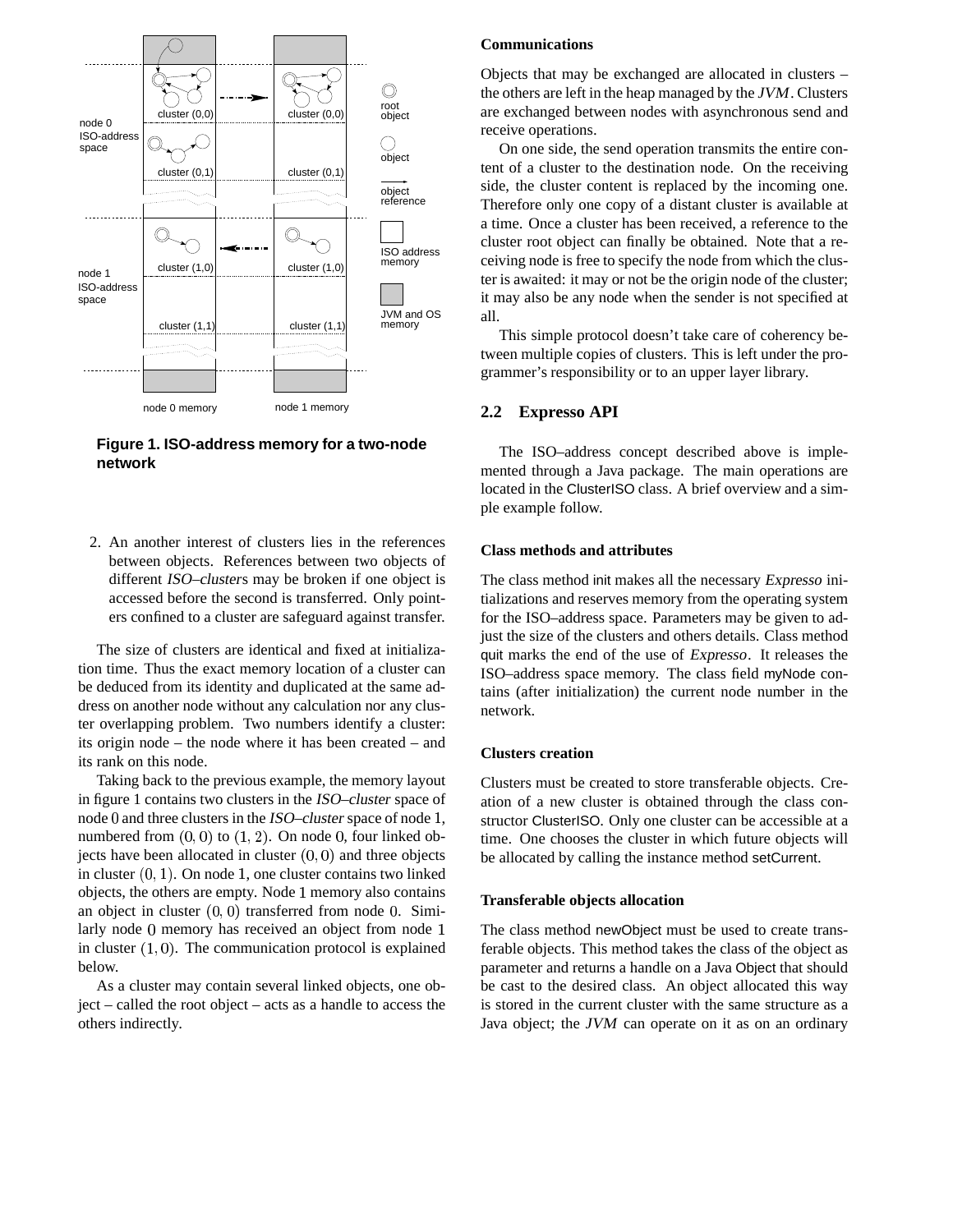**Figure 1. ISO-address memory for a two-node network**

2. An another interest of clusters lies in the references between objects. References between two objects of different *ISO–cluster*s may be broken if one object is accessed before the second is transferred. Only pointers confined to a cluster are safeguard against transfer.

The size of clusters are identical and fixed at initialization time. Thus the exact memory location of a cluster can be deduced from its identity and duplicated at the same address on another node without any calculation nor any cluster overlapping problem. Two numbers identify a cluster: its origin node – the node where it has been created – and its rank on this node.

Taking back to the previous example, the memory layout in figure 1 contains two clusters in the *ISO–cluster* space of node 0 and three clusters in the *ISO–cluster* space of node 1, numbered from $(0, 0)$ to $(1, 2)$. On node 0, four linked objects have been allocated in cluster $(0, 0)$ and three objects in cluster $(0, 1)$. On node 1, one cluster contains two linked objects, the others are empty. Node 1 memory also contains an object in cluster $(0, 0)$ transferred from node 0. Similarly node 0 memory has received an object from node 1 in cluster $(1, 0)$. The communication protocol is explained below.

As a cluster may contain several linked objects, one object – called the root object – acts as a handle to access the others indirectly.

#### Communications

Objects that may be exchanged are allocated in clusters – the others are left in the heap managed by the *JVM*. Clusters are exchanged between nodes with asynchronous send and receive operations.

On one side, the send operation transmits the entire content of a cluster to the destination node. On the receiving side, the cluster content is replaced by the incoming one. Therefore only one copy of a distant cluster is available at a time. Once a cluster has been received, a reference to the cluster root object can finally be obtained. Note that a receiving node is free to specify the node from which the cluster is awaited: it may or not be the origin node of the cluster; it may also be any node when the sender is not specified at all.

This simple protocol doesn't take care of coherency between multiple copies of clusters. This is left under the programmer's responsibility or to an upper layer library.

## 2.2 Expresso API

The ISO–address concept described above is implemented through a Java package. The main operations are located in the ClusterISO class. A brief overview and a simple example follow.

#### Class methods and attributes

The class method init makes all the necessary *Expresso* initializations and reserves memory from the operating system for the ISO–address space. Parameters may be given to adjust the size of the clusters and others details. Class method quit marks the end of the use of *Expresso*. It releases the ISO–address space memory. The class field myNode contains (after initialization) the current node number in the network.

#### Clusters creation

Clusters must be created to store transferable objects. Creation of a new cluster is obtained through the class constructor ClusterISO. Only one cluster can be accessible at a time. One chooses the cluster in which future objects will be allocated by calling the instance method setCurrent.

#### Transferable objects allocation

The class method newObject must be used to create transferable objects. This method takes the class of the object as parameter and returns a handle on a Java Object that should be cast to the desired class. An object allocated this way is stored in the current cluster with the same structure as a Java object; the *JVM* can operate on it as on an ordinary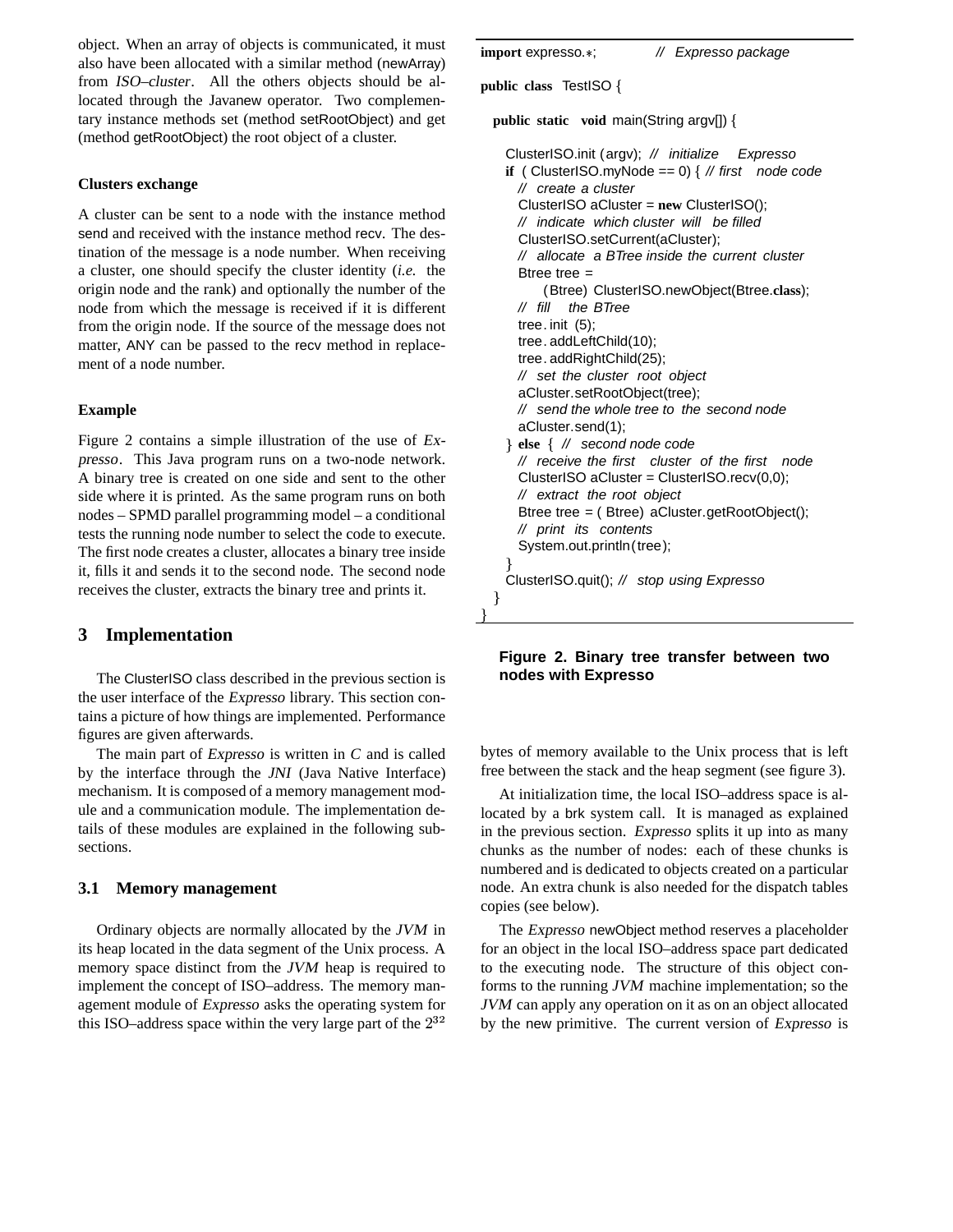object. When an array of objects is communicated, it must also have been allocated with a similar method (newArray) from *ISO–cluster*. All the others objects should be allocated through the Javanew operator. Two complementary instance methods set (method setRootObject) and get (method getRootObject) the root object of a cluster.

**Clusters exchange**

A cluster can be sent to a node with the instance method send and received with the instance method recv. The destination of the message is a node number. When receiving a cluster, one should specify the cluster identity (*i.e.* the origin node and the rank) and optionally the number of the node from which the message is received if it is different from the origin node. If the source of the message does not matter, ANY can be passed to the recv method in replacement of a node number.

**Example**

Figure 2 contains a simple illustration of the use of *Expresso*. This Java program runs on a two-node network. A binary tree is created on one side and sent to the other side where it is printed. As the same program runs on both nodes – SPMD parallel programming model – a conditional tests the running node number to select the code to execute. The first node creates a cluster, allocates a binary tree inside it, fills it and sends it to the second node. The second node receives the cluster, extracts the binary tree and prints it.

```
import expresso.*;          // Expresso package

public class TestISO {

  public static void main(String argv[]) {

    ClusterISO.init (argv); // initialize Expresso
    if ( ClusterISO.myNode == 0) { // first node code
      // create a cluster
      ClusterISO aCluster = new ClusterISO();
      // indicate which cluster will be filled
      ClusterISO.setCurrent(aCluster);
      // allocate a BTree inside the current cluster
      Btree tree =
          (Btree) ClusterISO.newObject(Btree.class);
      // fill the BTree
      tree.init (5);
      tree.addLeftChild(10);
      tree.addRightChild(25);
      // set the cluster root object
      aCluster.setRootObject(tree);
      // send the whole tree to the second node
      aCluster.send(1);
    } else { // second node code
      // receive the first cluster of the first node
      ClusterISO aCluster = ClusterISO.recv(0,0);
      // extract the root object
      Btree tree = ( Btree) aCluster.getRootObject();
      // print its contents
      System.out.println(tree);
    }
    ClusterISO.quit(); // stop using Expresso
  }
}
```

**Figure 2. Binary tree transfer between two nodes with Expresso**

## 3 Implementation

The ClusterISO class described in the previous section is the user interface of the *Expresso* library. This section contains a picture of how things are implemented. Performance figures are given afterwards.

The main part of *Expresso* is written in *C* and is called by the interface through the *JNI* (Java Native Interface) mechanism. It is composed of a memory management module and a communication module. The implementation details of these modules are explained in the following subsections.

### 3.1 Memory management

Ordinary objects are normally allocated by the *JVM* in its heap located in the data segment of the Unix process. A memory space distinct from the *JVM* heap is required to implement the concept of ISO–address. The memory management module of *Expresso* asks the operating system for this ISO–address space within the very large part of the $2^{32}$ bytes of memory available to the Unix process that is left free between the stack and the heap segment (see figure 3).

At initialization time, the local ISO–address space is allocated by a brk system call. It is managed as explained in the previous section. *Expresso* splits it up into as many chunks as the number of nodes: each of these chunks is numbered and is dedicated to objects created on a particular node. An extra chunk is also needed for the dispatch tables copies (see below).

The *Expresso* newObject method reserves a placeholder for an object in the local ISO–address space part dedicated to the executing node. The structure of this object conforms to the running *JVM* machine implementation; so the *JVM* can apply any operation on it as on an object allocated by the new primitive. The current version of *Expresso* is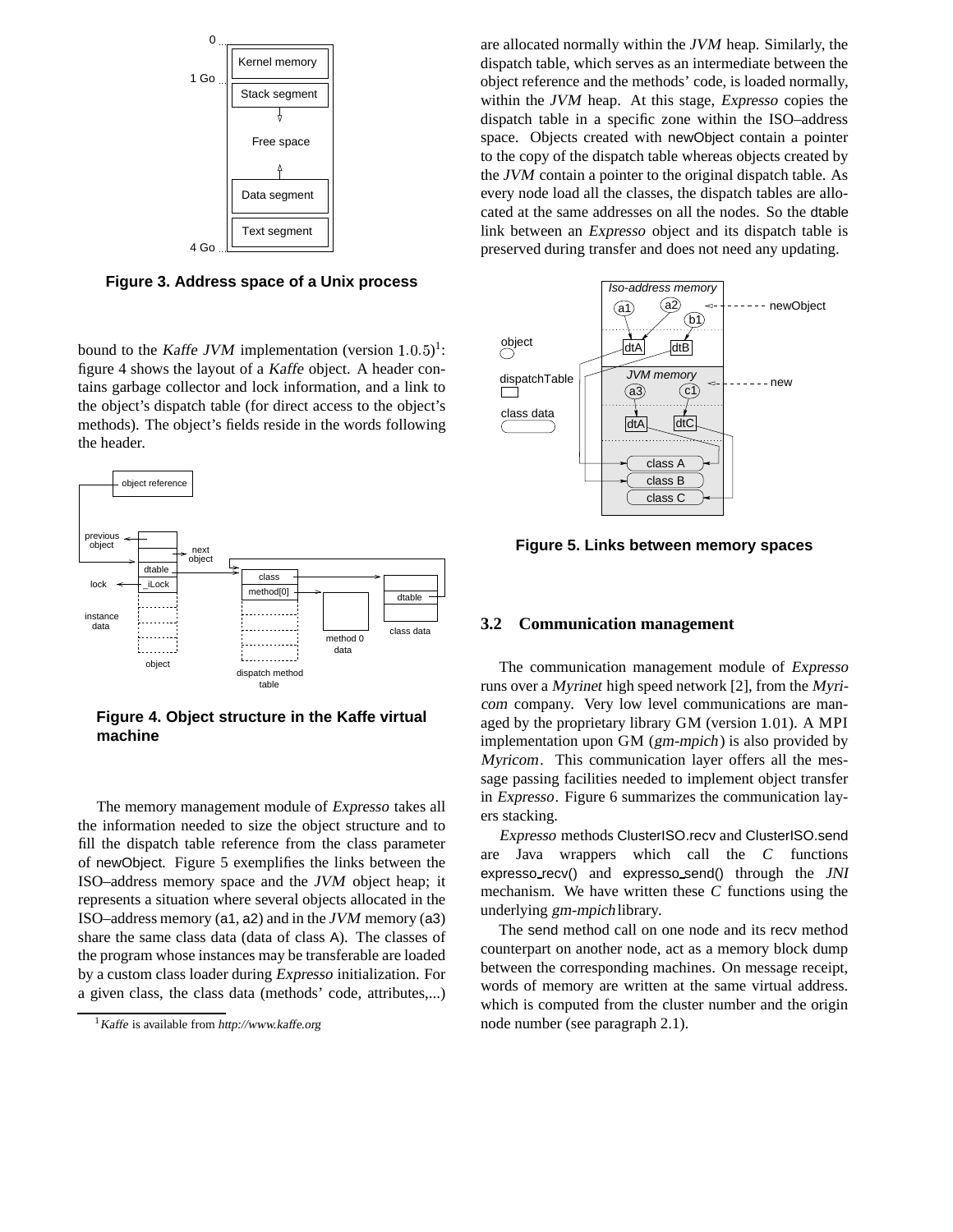**Figure 3. Address space of a Unix process**

bound to the *Kaffe JVM* implementation (version 1.0.5)[1]: figure 4 shows the layout of a *Kaffe* object. A header contains garbage collector and lock information, and a link to the object's dispatch table (for direct access to the object's methods). The object's fields reside in the words following the header.

**Figure 4. Object structure in the Kaffe virtual machine**

The memory management module of *Expresso* takes all the information needed to size the object structure and to fill the dispatch table reference from the class parameter of newObject. Figure 5 exemplifies the links between the ISO–address memory space and the *JVM* object heap; it represents a situation where several objects allocated in the ISO–address memory (a1, a2) and in the *JVM* memory (a3) share the same class data (data of class A). The classes of the program whose instances may be transferable are loaded by a custom class loader during *Expresso* initialization. For a given class, the class data (methods' code, attributes,...) are allocated normally within the *JVM* heap. Similarly, the dispatch table, which serves as an intermediate between the object reference and the methods' code, is loaded normally, within the *JVM* heap. At this stage, *Expresso* copies the dispatch table in a specific zone within the ISO–address space. Objects created with newObject contain a pointer to the copy of the dispatch table whereas objects created by the *JVM* contain a pointer to the original dispatch table. As every node load all the classes, the dispatch tables are allocated at the same addresses on all the nodes. So the dtable link between an *Expresso* object and its dispatch table is preserved during transfer and does not need any updating.

**Figure 5. Links between memory spaces**

## 3.2 Communication management

The communication management module of *Expresso* runs over a *Myrinet* high speed network [2], from the *Myricom* company. Very low level communications are managed by the proprietary library GM (version 1.01). A MPI implementation upon GM (*gm-mpich*) is also provided by *Myricom*. This communication layer offers all the message passing facilities needed to implement object transfer in *Expresso*. Figure 6 summarizes the communication layers stacking.

*Expresso* methods ClusterISO.recv and ClusterISO.send are Java wrappers which call the *C* functions expresso_recv() and expresso_send() through the *JNI* mechanism. We have written these *C* functions using the underlying *gm-mpich* library.

The send method call on one node and its recv method counterpart on another node, act as a memory block dump between the corresponding machines. On message receipt, words of memory are written at the same virtual address. which is computed from the cluster number and the origin node number (see paragraph 2.1).

[1] *Kaffe* is available from *http://www.kaffe.org*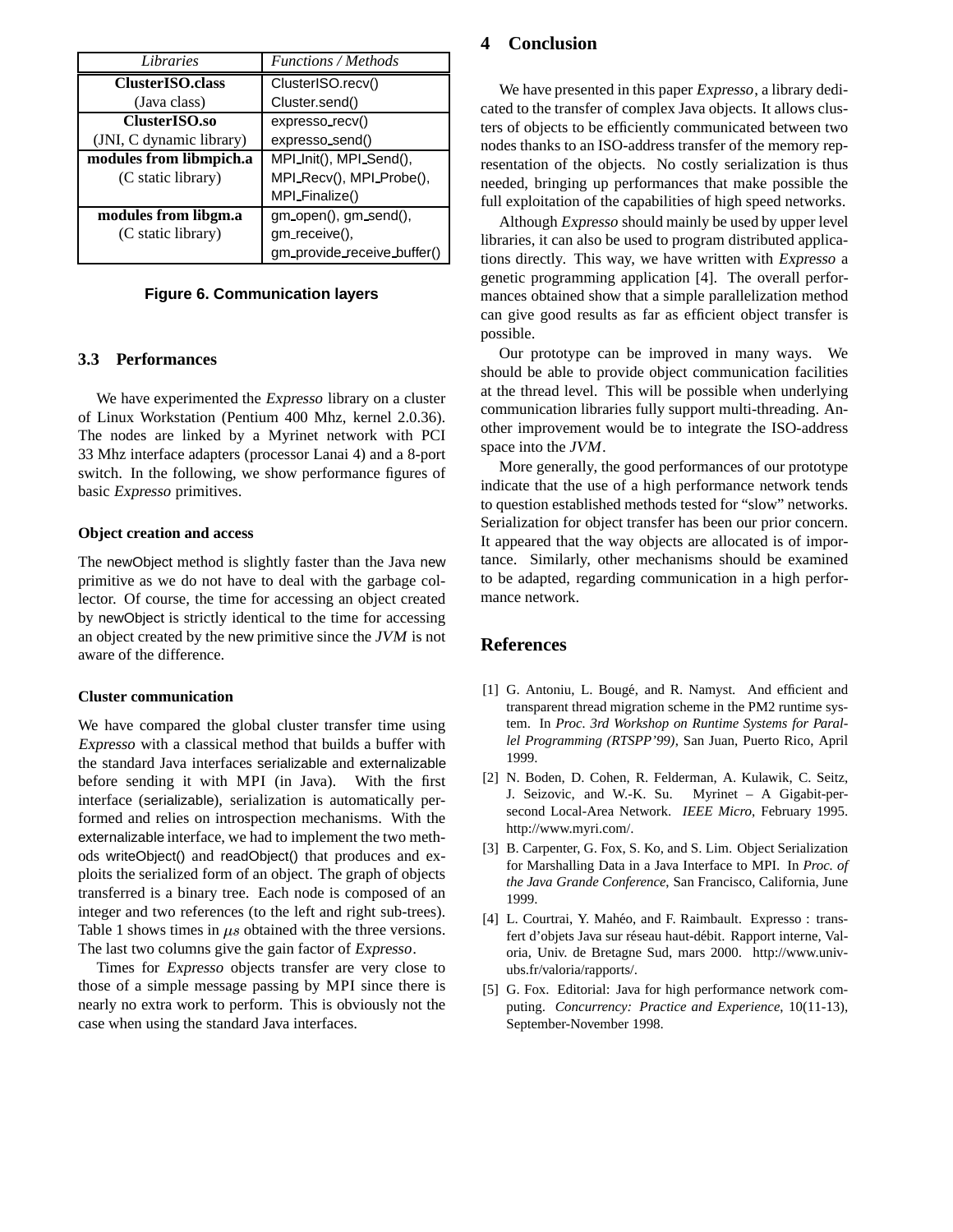| *Libraries* | *Functions / Methods* |
|---|---|
| **ClusterISO.class** (Java class) | ClusterISO.recv() Cluster.send() |
| **ClusterISO.so** (JNI, C dynamic library) | expresso_recv() expresso_send() |
| **modules from libmpich.a** (C static library) | MPI_Init(), MPI_Send(), MPI_Recv(), MPI_Probe(), MPI_Finalize() |
| **modules from libgm.a** (C static library) | gm_open(), gm_send(), gm_receive(), gm_provide_receive_buffer() |

**Figure 6. Communication layers**

### 3.3 Performances

We have experimented the *Expresso* library on a cluster of Linux Workstation (Pentium 400 Mhz, kernel 2.0.36). The nodes are linked by a Myrinet network with PCI 33 Mhz interface adapters (processor Lanai 4) and a 8-port switch. In the following, we show performance figures of basic *Expresso* primitives.

#### Object creation and access

The newObject method is slightly faster than the Java new primitive as we do not have to deal with the garbage collector. Of course, the time for accessing an object created by newObject is strictly identical to the time for accessing an object created by the new primitive since the *JVM* is not aware of the difference.

#### Cluster communication

We have compared the global cluster transfer time using *Expresso* with a classical method that builds a buffer with the standard Java interfaces serializable and externalizable before sending it with MPI (in Java). With the first interface (serializable), serialization is automatically performed and relies on introspection mechanisms. With the externalizable interface, we had to implement the two methods writeObject() and readObject() that produces and exploits the serialized form of an object. The graph of objects transferred is a binary tree. Each node is composed of an integer and two references (to the left and right sub-trees). Table 1 shows times in $\mu s$ obtained with the three versions. The last two columns give the gain factor of *Expresso*.

Times for *Expresso* objects transfer are very close to those of a simple message passing by MPI since there is nearly no extra work to perform. This is obviously not the case when using the standard Java interfaces.

## 4 Conclusion

We have presented in this paper *Expresso*, a library dedicated to the transfer of complex Java objects. It allows clusters of objects to be efficiently communicated between two nodes thanks to an ISO-address transfer of the memory representation of the objects. No costly serialization is thus needed, bringing up performances that make possible the full exploitation of the capabilities of high speed networks.

Although *Expresso* should mainly be used by upper level libraries, it can also be used to program distributed applications directly. This way, we have written with *Expresso* a genetic programming application [4]. The overall performances obtained show that a simple parallelization method can give good results as far as efficient object transfer is possible.

Our prototype can be improved in many ways. We should be able to provide object communication facilities at the thread level. This will be possible when underlying communication libraries fully support multi-threading. Another improvement would be to integrate the ISO-address space into the *JVM*.

More generally, the good performances of our prototype indicate that the use of a high performance network tends to question established methods tested for "slow" networks. Serialization for object transfer has been our prior concern. It appeared that the way objects are allocated is of importance. Similarly, other mechanisms should be examined to be adapted, regarding communication in a high performance network.

## References

[1] G. Antoniu, L. Bougé, and R. Namyst. And efficient and transparent thread migration scheme in the PM2 runtime system. In *Proc. 3rd Workshop on Runtime Systems for Parallel Programming (RTSPP'99)*, San Juan, Puerto Rico, April 1999.

[2] N. Boden, D. Cohen, R. Felderman, A. Kulawik, C. Seitz, J. Seizovic, and W.-K. Su. Myrinet – A Gigabit-per-second Local-Area Network. *IEEE Micro*, February 1995. http://www.myri.com/.

[3] B. Carpenter, G. Fox, S. Ko, and S. Lim. Object Serialization for Marshalling Data in a Java Interface to MPI. In *Proc. of the Java Grande Conference*, San Francisco, California, June 1999.

[4] L. Courtrai, Y. Mahéo, and F. Raimbault. Expresso : transfert d'objets Java sur réseau haut-débit. Rapport interne, Valoria, Univ. de Bretagne Sud, mars 2000. http://www.univ-ubs.fr/valoria/rapports/.

[5] G. Fox. Editorial: Java for high performance network computing. *Concurrency: Practice and Experience*, 10(11-13), September-November 1998.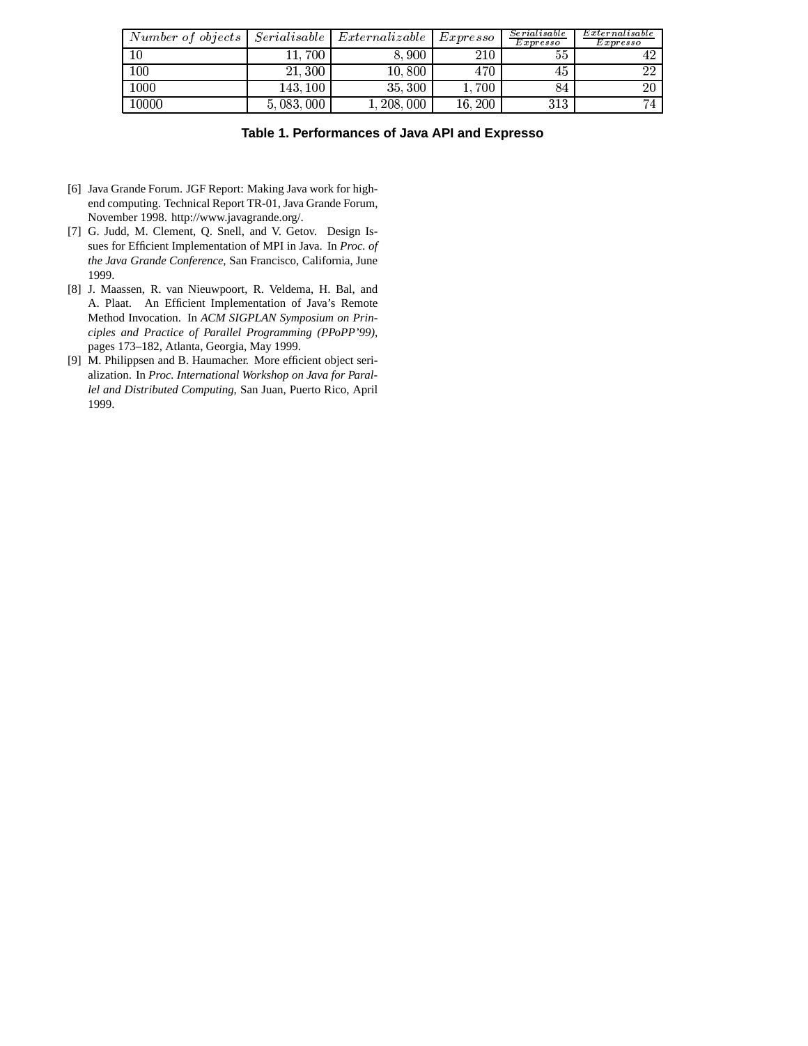| *Number of objects* | *Serialisable* | *Externalizable* | *Expresso* | $\frac{Serialisable}{Expresso}$ | $\frac{Externalisable}{Expresso}$ |
|---|---|---|---|---|---|
| 10 | 11,700 | 8,900 | 210 | 55 | 42 |
| 100 | 21,300 | 10,800 | 470 | 45 | 22 |
| 1000 | 143,100 | 35,300 | 1,700 | 84 | 20 |
| 10000 | 5,083,000 | 1,208,000 | 16,200 | 313 | 74 |

**Table 1. Performances of Java API and Expresso**

[6] Java Grande Forum. JGF Report: Making Java work for high-end computing. Technical Report TR-01, Java Grande Forum, November 1998. http://www.javagrande.org/.

[7] G. Judd, M. Clement, Q. Snell, and V. Getov. Design Issues for Efficient Implementation of MPI in Java. In *Proc. of the Java Grande Conference*, San Francisco, California, June 1999.

[8] J. Maassen, R. van Nieuwpoort, R. Veldema, H. Bal, and A. Plaat. An Efficient Implementation of Java's Remote Method Invocation. In *ACM SIGPLAN Symposium on Principles and Practice of Parallel Programming (PPoPP'99)*, pages 173–182, Atlanta, Georgia, May 1999.

[9] M. Philippsen and B. Haumacher. More efficient object serialization. In *Proc. International Workshop on Java for Parallel and Distributed Computing*, San Juan, Puerto Rico, April 1999.